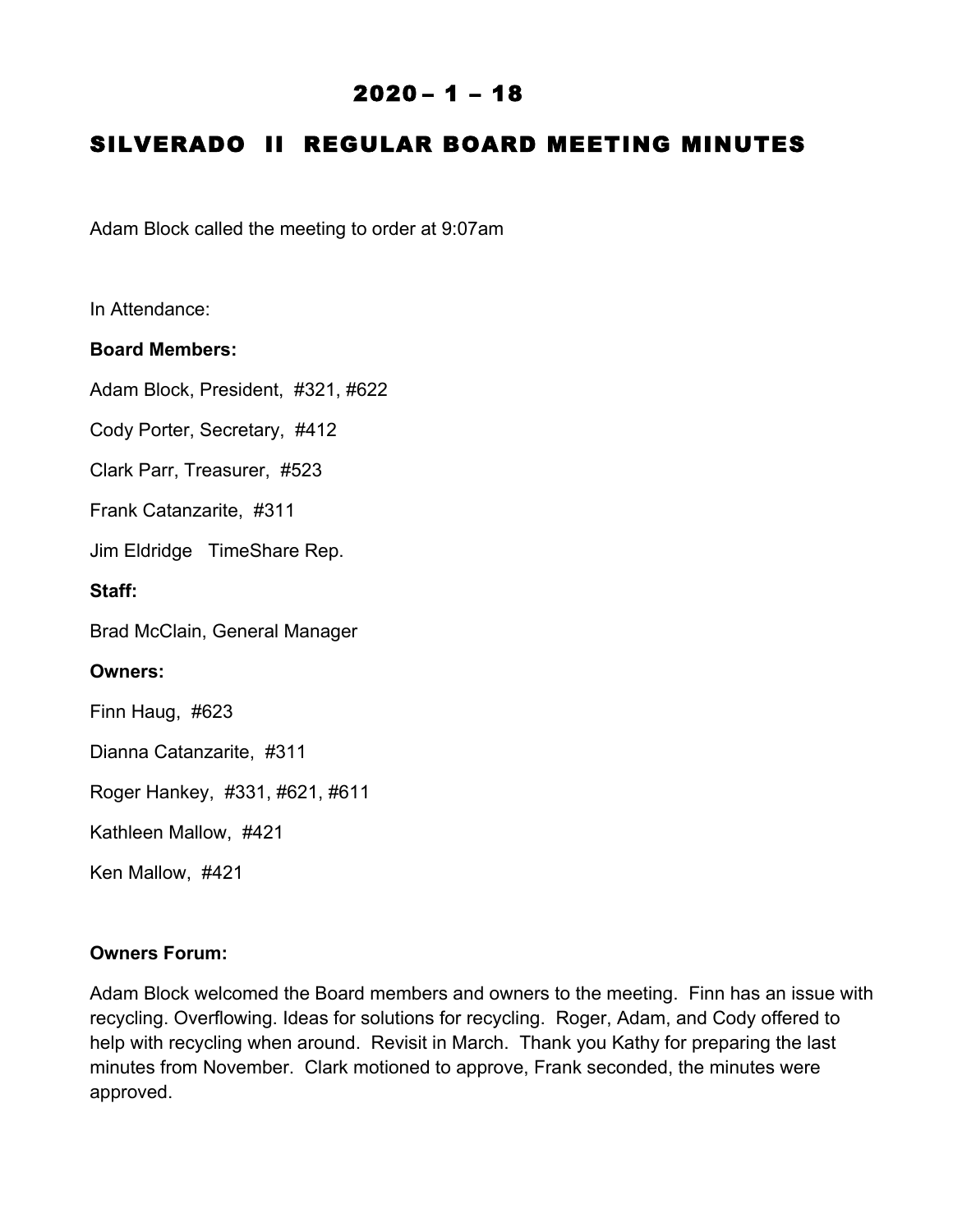# 2020 – 1 – 18

# SILVERADO II REGULAR BOARD MEETING MINUTES

Adam Block called the meeting to order at 9:07am

In Attendance:

**Board Members:**

Adam Block, President, #321, #622

Cody Porter, Secretary, #412

Clark Parr, Treasurer, #523

Frank Catanzarite, #311

Jim Eldridge TimeShare Rep.

**Staff:**

Brad McClain, General Manager

**Owners:**

Finn Haug, #623

Dianna Catanzarite, #311

Roger Hankey, #331, #621, #611

Kathleen Mallow, #421

Ken Mallow, #421

**Owners Forum:**

Adam Block welcomed the Board members and owners to the meeting. Finn has an issue with recycling. Overflowing. Ideas for solutions for recycling. Roger, Adam, and Cody offered to help with recycling when around. Revisit in March. Thank you Kathy for preparing the last minutes from November. Clark motioned to approve, Frank seconded, the minutes were approved.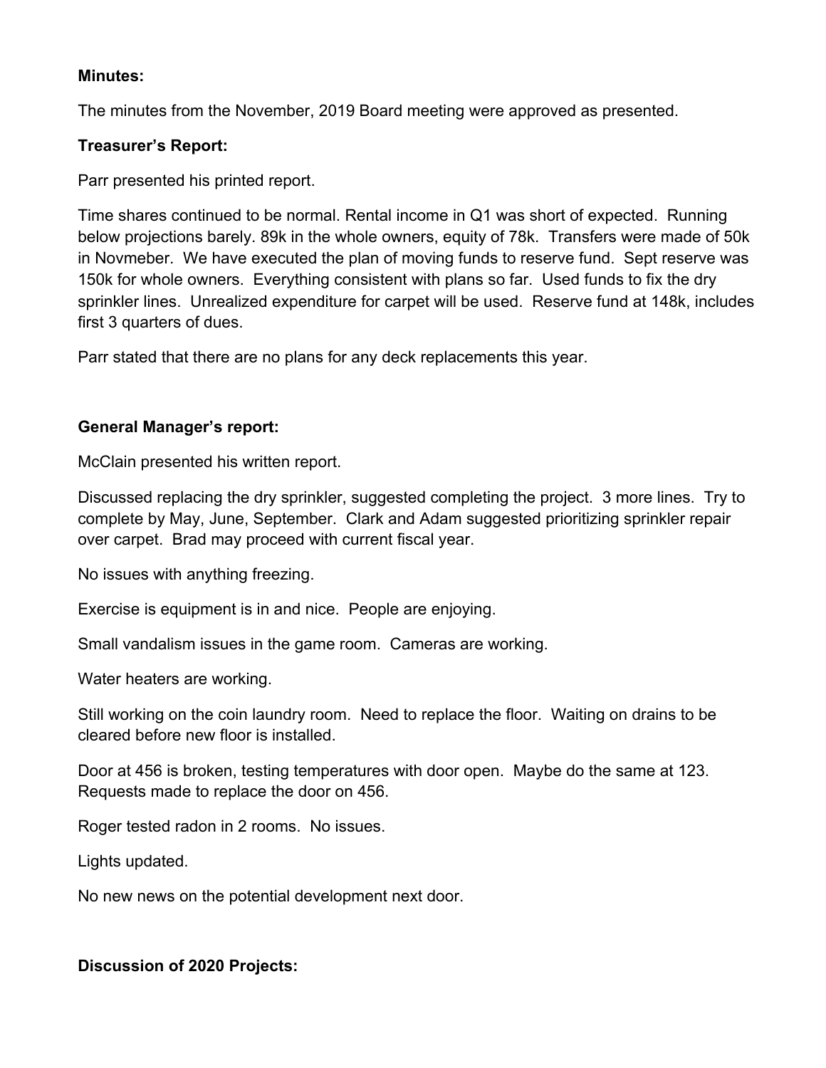**Minutes:**

The minutes from the November, 2019 Board meeting were approved as presented.

**Treasurer's Report:**

Parr presented his printed report.

Time shares continued to be normal. Rental income in Q1 was short of expected. Running below projections barely. 89k in the whole owners, equity of 78k. Transfers were made of 50k in Novmeber. We have executed the plan of moving funds to reserve fund. Sept reserve was 150k for whole owners. Everything consistent with plans so far. Used funds to fix the dry sprinkler lines. Unrealized expenditure for carpet will be used. Reserve fund at 148k, includes first 3 quarters of dues.

Parr stated that there are no plans for any deck replacements this year.

**General Manager's report:**

McClain presented his written report.

Discussed replacing the dry sprinkler, suggested completing the project. 3 more lines. Try to complete by May, June, September. Clark and Adam suggested prioritizing sprinkler repair over carpet. Brad may proceed with current fiscal year.

No issues with anything freezing.

Exercise is equipment is in and nice. People are enjoying.

Small vandalism issues in the game room. Cameras are working.

Water heaters are working.

Still working on the coin laundry room. Need to replace the floor. Waiting on drains to be cleared before new floor is installed.

Door at 456 is broken, testing temperatures with door open. Maybe do the same at 123. Requests made to replace the door on 456.

Roger tested radon in 2 rooms. No issues.

Lights updated.

No new news on the potential development next door.

**Discussion of 2020 Projects:**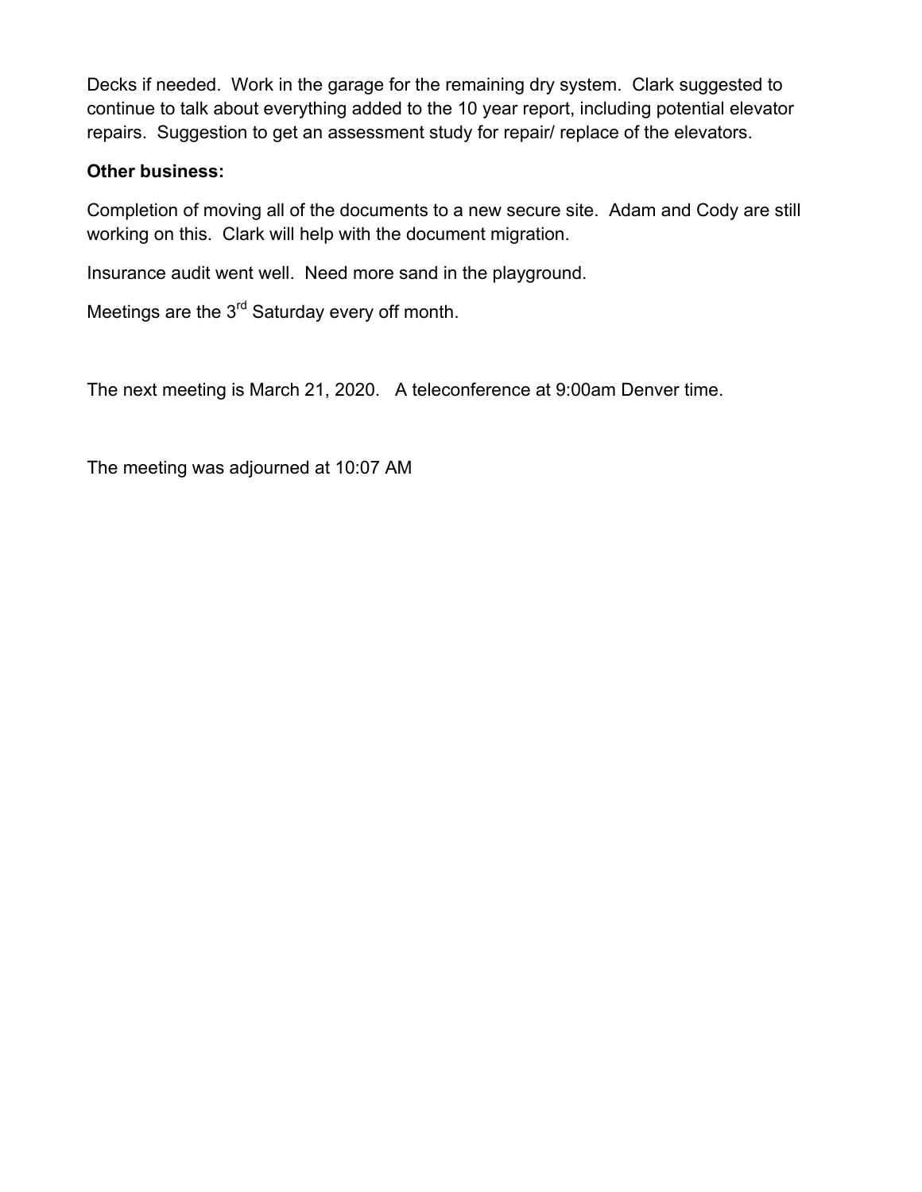Decks if needed. Work in the garage for the remaining dry system. Clark suggested to continue to talk about everything added to the 10 year report, including potential elevator repairs. Suggestion to get an assessment study for repair/ replace of the elevators.

**Other business:**

Completion of moving all of the documents to a new secure site. Adam and Cody are still working on this. Clark will help with the document migration.

Insurance audit went well. Need more sand in the playground.

Meetings are the 3rd Saturday every off month.

The next meeting is March 21, 2020. A teleconference at 9:00am Denver time.

The meeting was adjourned at 10:07 AM